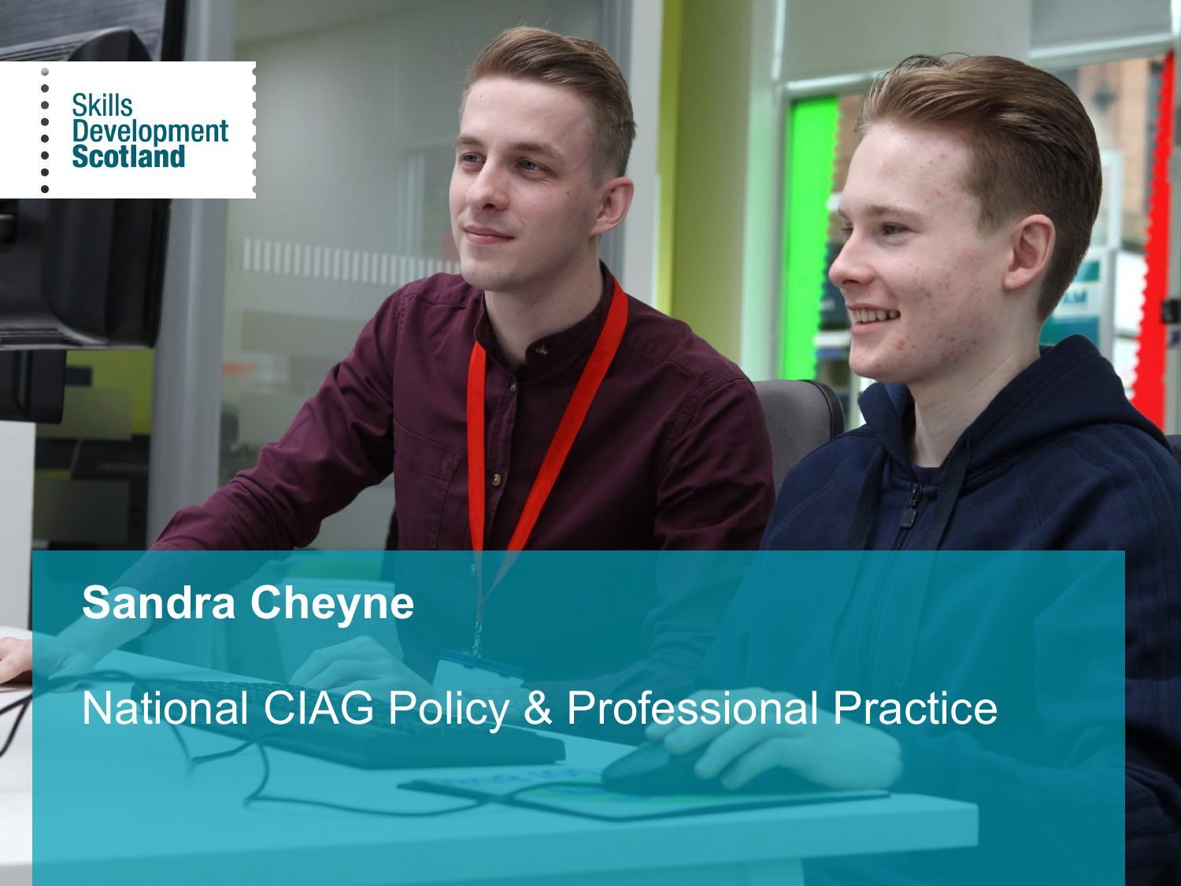Skills Development Scotland

# Sandra Cheyne

National CIAG Policy & Professional Practice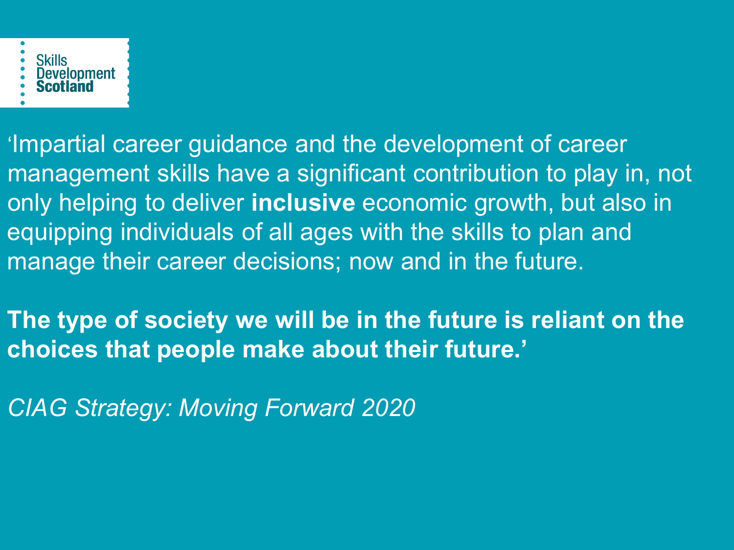Skills Development Scotland

‘Impartial career guidance and the development of career management skills have a significant contribution to play in, not only helping to deliver **inclusive** economic growth, but also in equipping individuals of all ages with the skills to plan and manage their career decisions; now and in the future.

**The type of society we will be in the future is reliant on the choices that people make about their future.’**

*CIAG Strategy: Moving Forward 2020*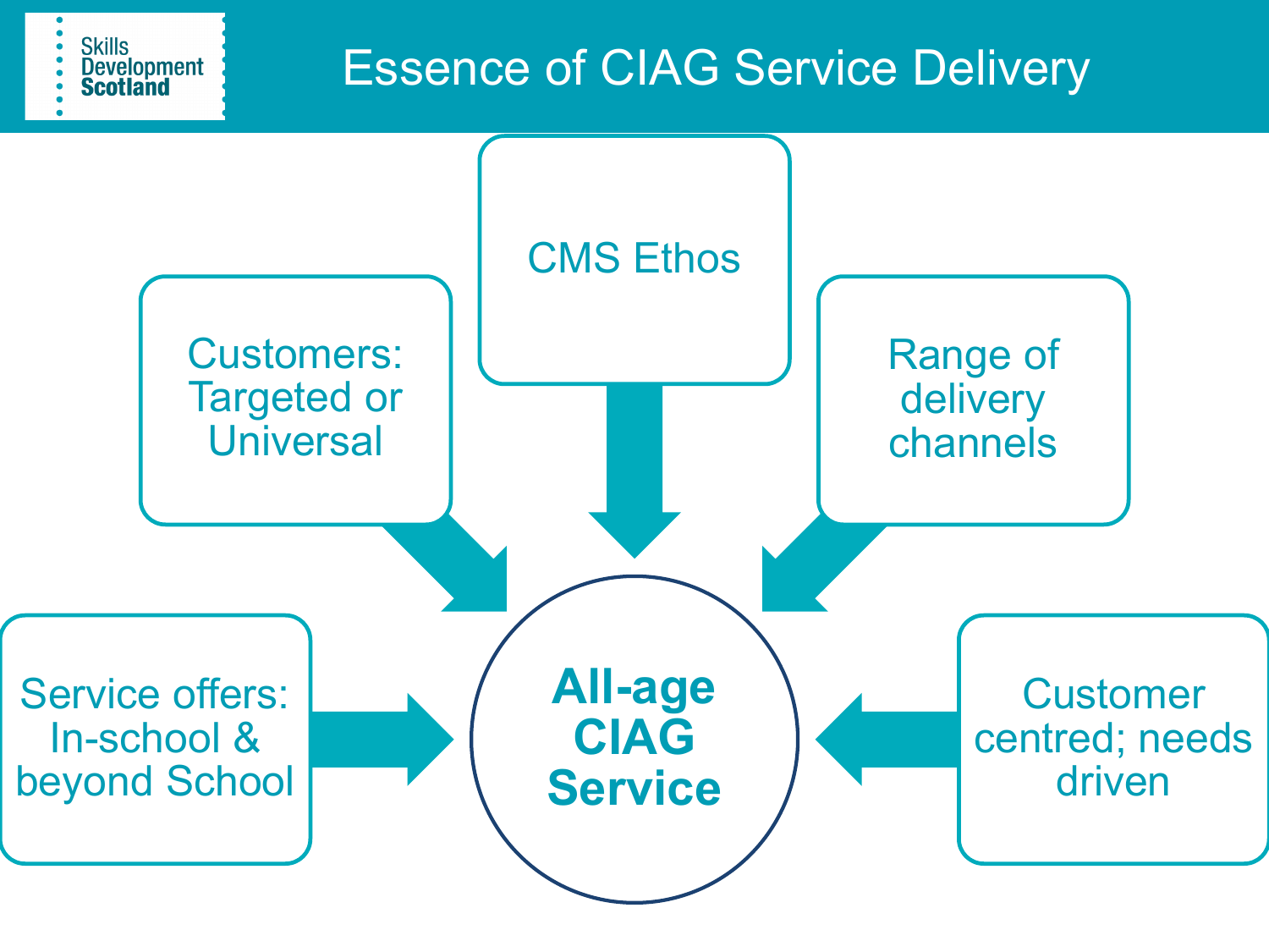# Essence of CIAG Service Delivery

- CMS Ethos
- Customers: Targeted or Universal
- Range of delivery channels
- Service offers: In-school & beyond School
- Customer centred; needs driven

**All-age CIAG Service**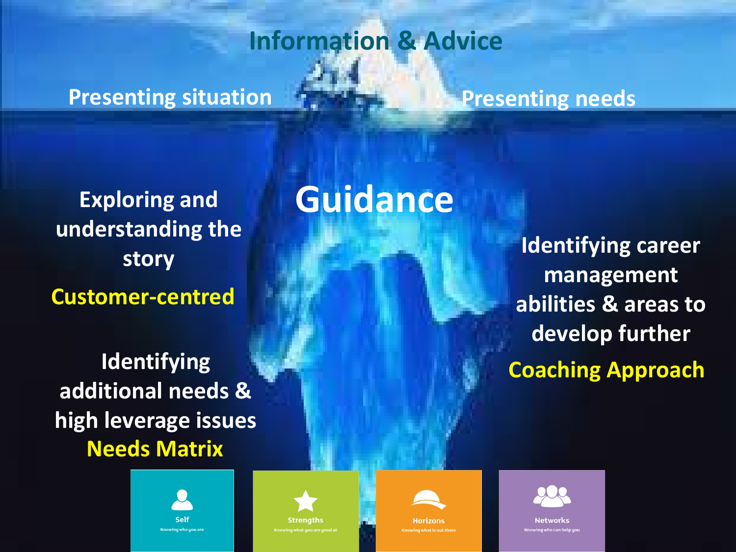## Information & Advice

Presenting situation

Presenting needs

# Guidance

Exploring and understanding the story

**Customer-centred**

Identifying additional needs & high leverage issues

**Needs Matrix**

Identifying career management abilities & areas to develop further

**Coaching Approach**

**Self**
Knowing who you are

**Strengths**
Knowing what you are good at

**Horizons**
Knowing what is out there

**Networks**
Knowing who can help you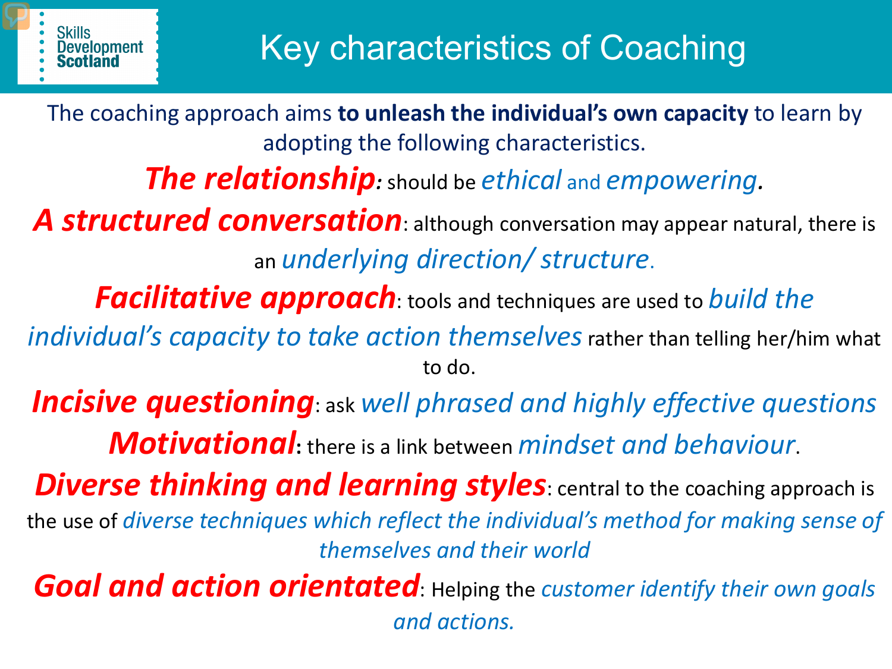# Key characteristics of Coaching

The coaching approach aims **to unleash the individual's own capacity** to learn by adopting the following characteristics.

***The relationship****:* should be *ethical* and *empowering****.***

***A structured conversation***: although conversation may appear natural, there is an *underlying direction/ structure*.

***Facilitative approach***: tools and techniques are used to *build the individual's capacity to take action themselves* rather than telling her/him what to do.

***Incisive questioning***: ask *well phrased and highly effective questions*

***Motivational***: there is a link between *mindset and behaviour*.

***Diverse thinking and learning styles***: central to the coaching approach is the use of *diverse techniques which reflect the individual's method for making sense of themselves and their world*

***Goal and action orientated***: Helping the *customer identify their own goals and actions.*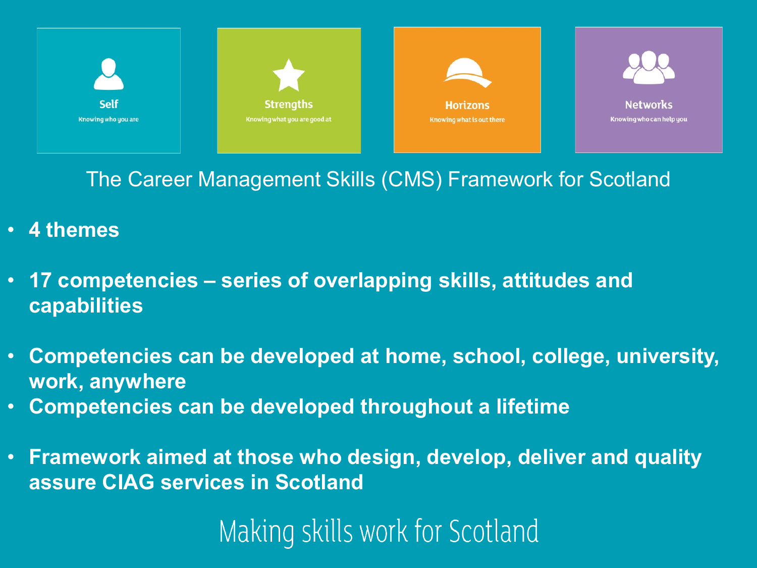**Self**
Knowing who you are

**Strengths**
Knowing what you are good at

**Horizons**
Knowing what is out there

**Networks**
Knowing who can help you

## The Career Management Skills (CMS) Framework for Scotland

- **4 themes**
- **17 competencies – series of overlapping skills, attitudes and capabilities**
- **Competencies can be developed at home, school, college, university, work, anywhere**
- **Competencies can be developed throughout a lifetime**
- **Framework aimed at those who design, develop, deliver and quality assure CIAG services in Scotland**

Making skills work for Scotland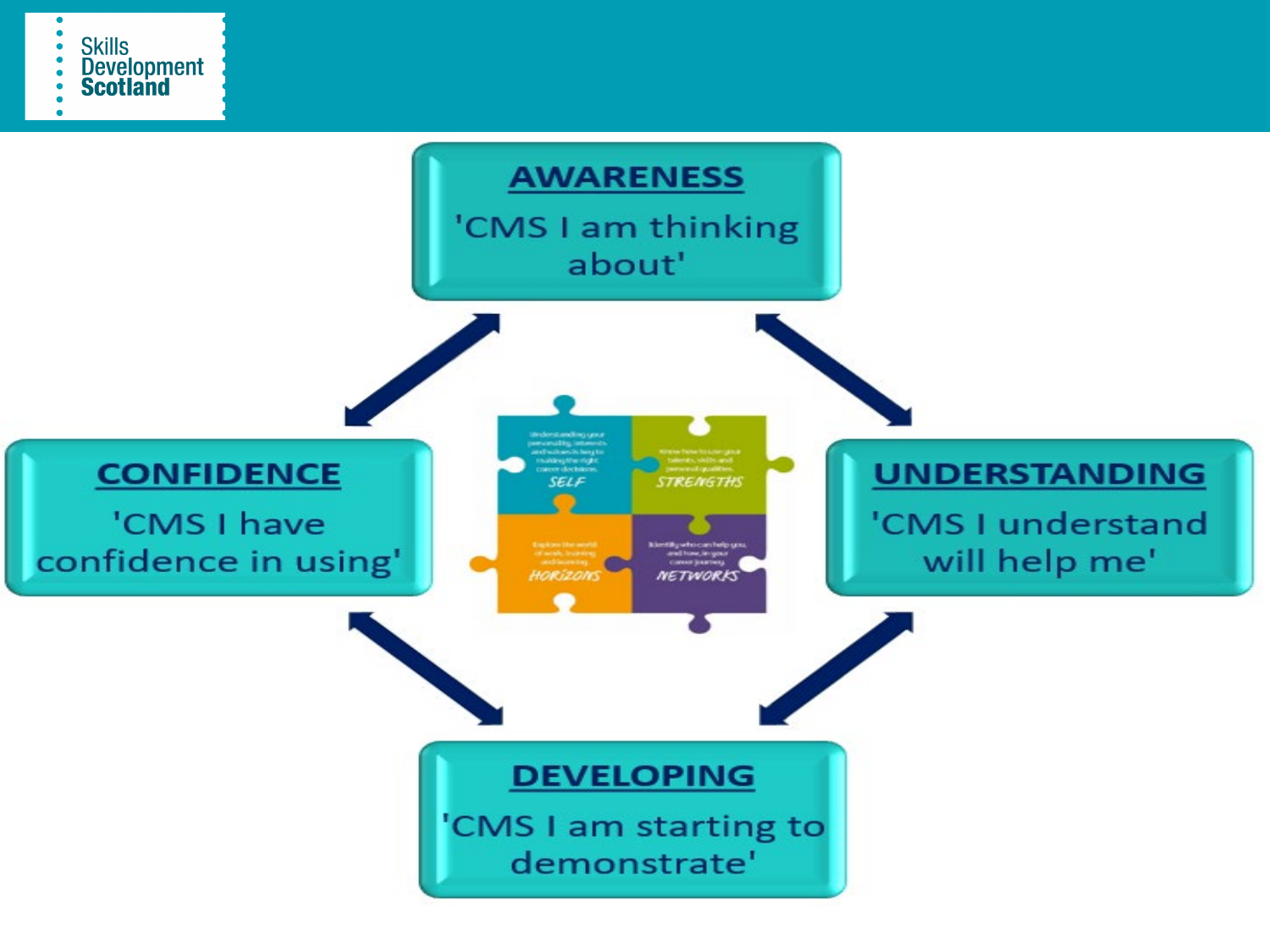**AWARENESS**

'CMS I am thinking about'

**UNDERSTANDING**

'CMS I understand will help me'

**DEVELOPING**

'CMS I am starting to demonstrate'

**CONFIDENCE**

'CMS I have confidence in using'

SELF

STRENGTHS

HORIZONS

NETWORKS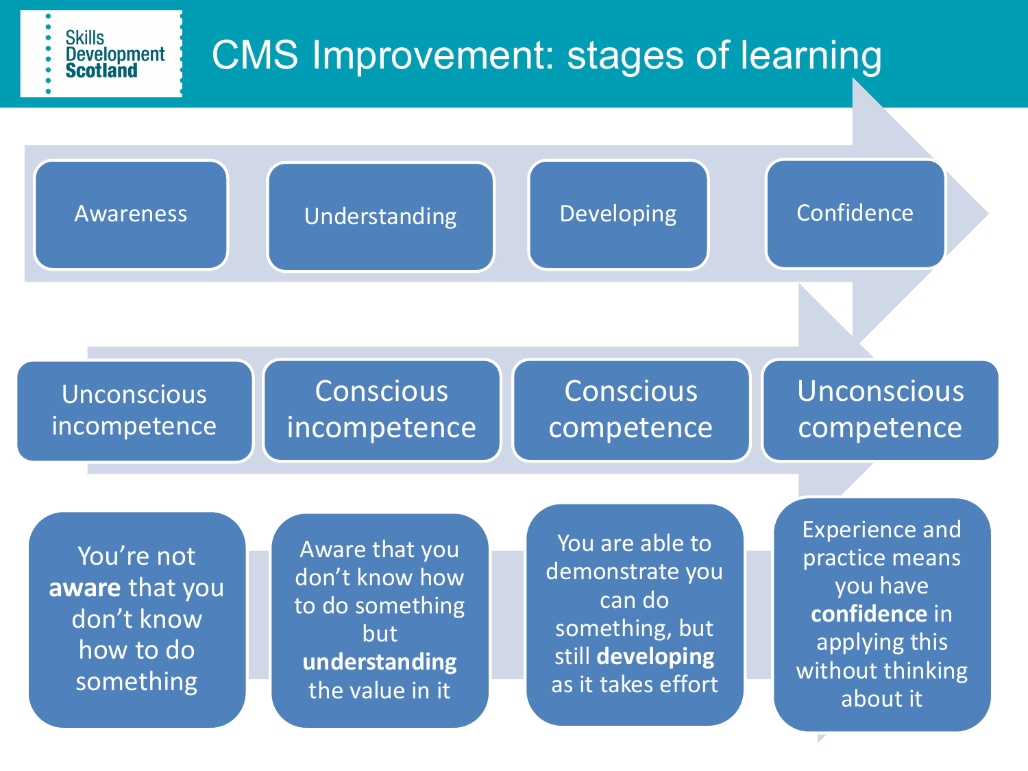# CMS Improvement: stages of learning

| Awareness | Understanding | Developing | Confidence |
| --- | --- | --- | --- |
| Unconscious incompetence | Conscious incompetence | Conscious competence | Unconscious competence |
| You're not **aware** that you don't know how to do something | Aware that you don't know how to do something but **understanding** the value in it | You are able to demonstrate you can do something, but still **developing** as it takes effort | Experience and practice means you have **confidence** in applying this without thinking about it |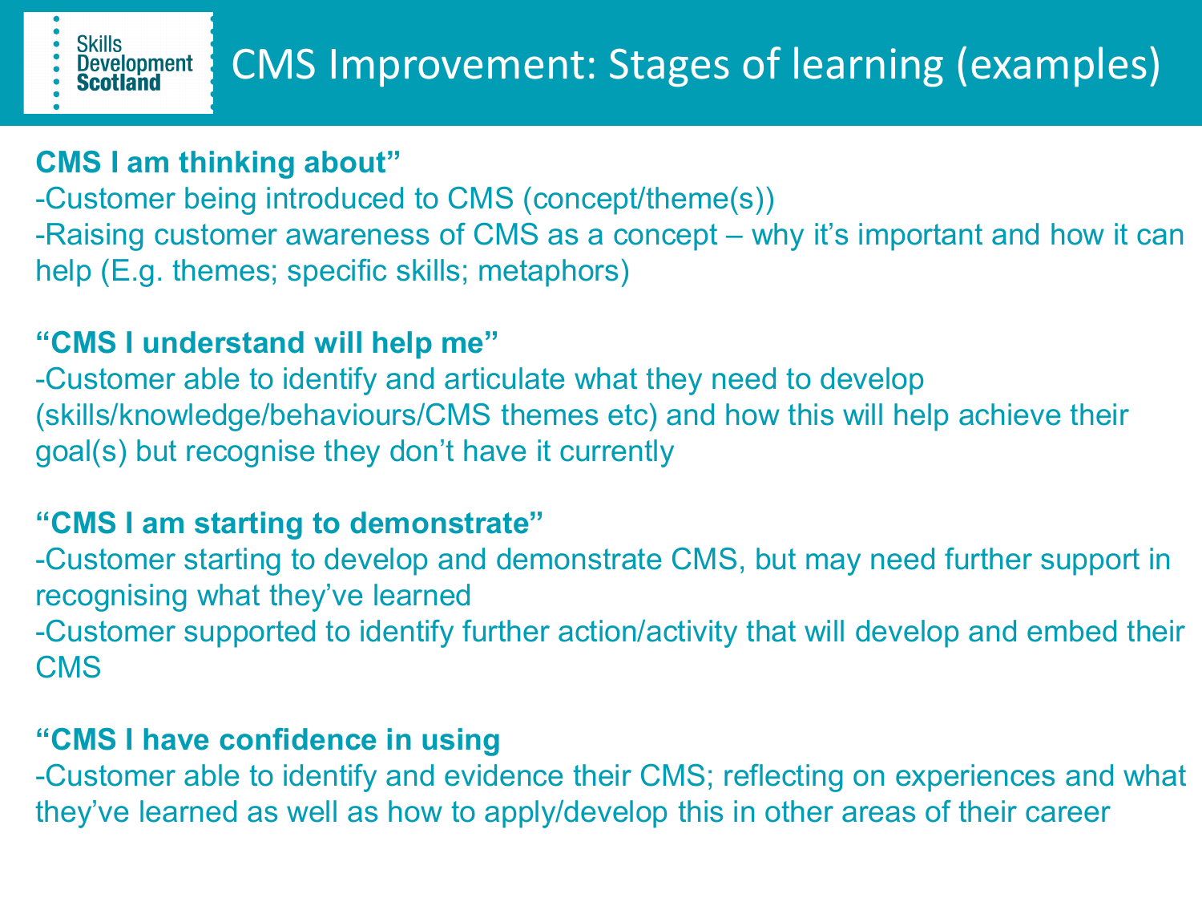# CMS Improvement: Stages of learning (examples)

**CMS I am thinking about"**

-Customer being introduced to CMS (concept/theme(s))

-Raising customer awareness of CMS as a concept – why it's important and how it can help (E.g. themes; specific skills; metaphors)

**"CMS I understand will help me"**

-Customer able to identify and articulate what they need to develop (skills/knowledge/behaviours/CMS themes etc) and how this will help achieve their goal(s) but recognise they don't have it currently

**"CMS I am starting to demonstrate"**

-Customer starting to develop and demonstrate CMS, but may need further support in recognising what they've learned

-Customer supported to identify further action/activity that will develop and embed their CMS

**"CMS I have confidence in using**

-Customer able to identify and evidence their CMS; reflecting on experiences and what they've learned as well as how to apply/develop this in other areas of their career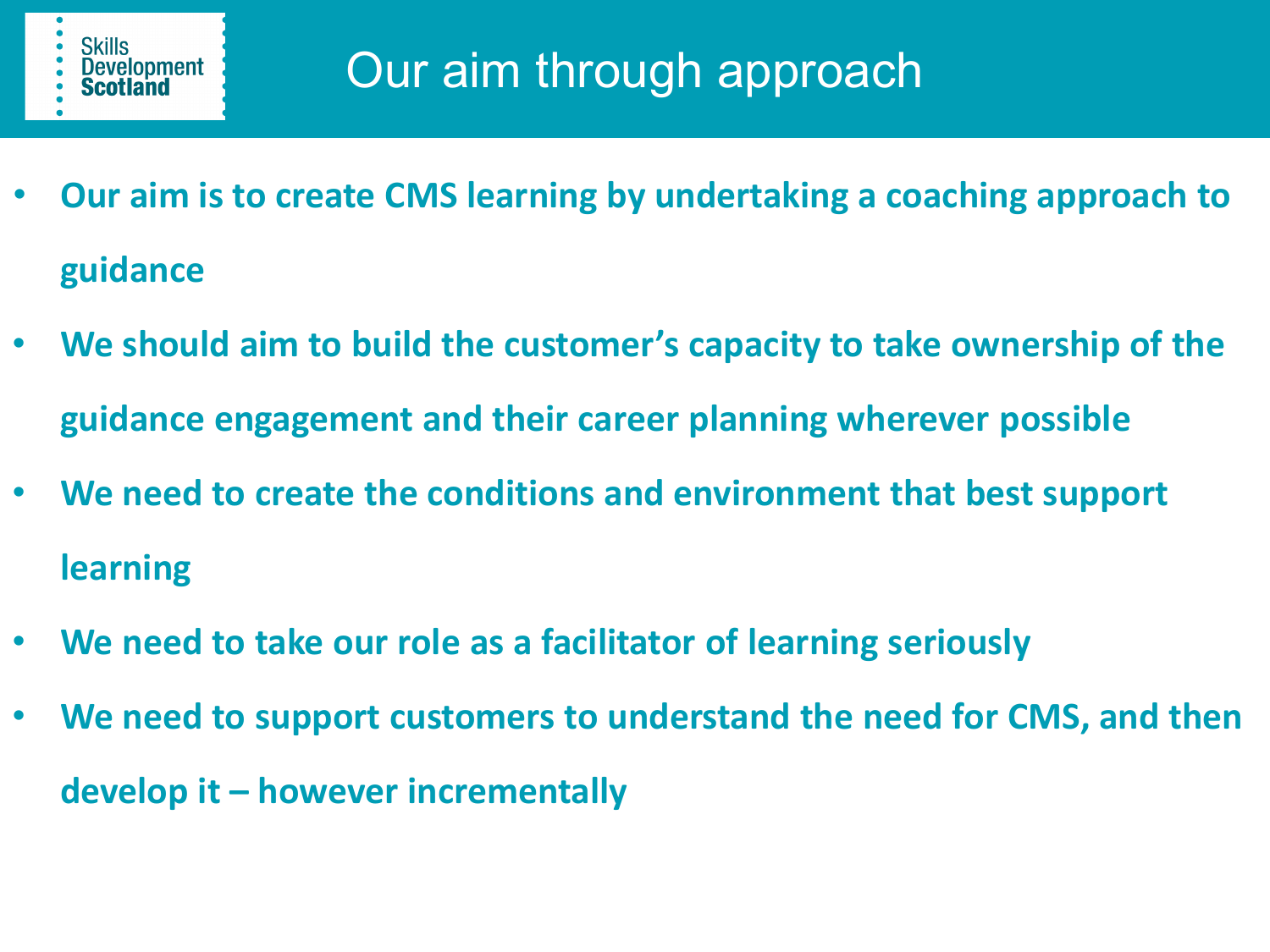# Our aim through approach

- **Our aim is to create CMS learning by undertaking a coaching approach to guidance**
- **We should aim to build the customer's capacity to take ownership of the guidance engagement and their career planning wherever possible**
- **We need to create the conditions and environment that best support learning**
- **We need to take our role as a facilitator of learning seriously**
- **We need to support customers to understand the need for CMS, and then develop it – however incrementally**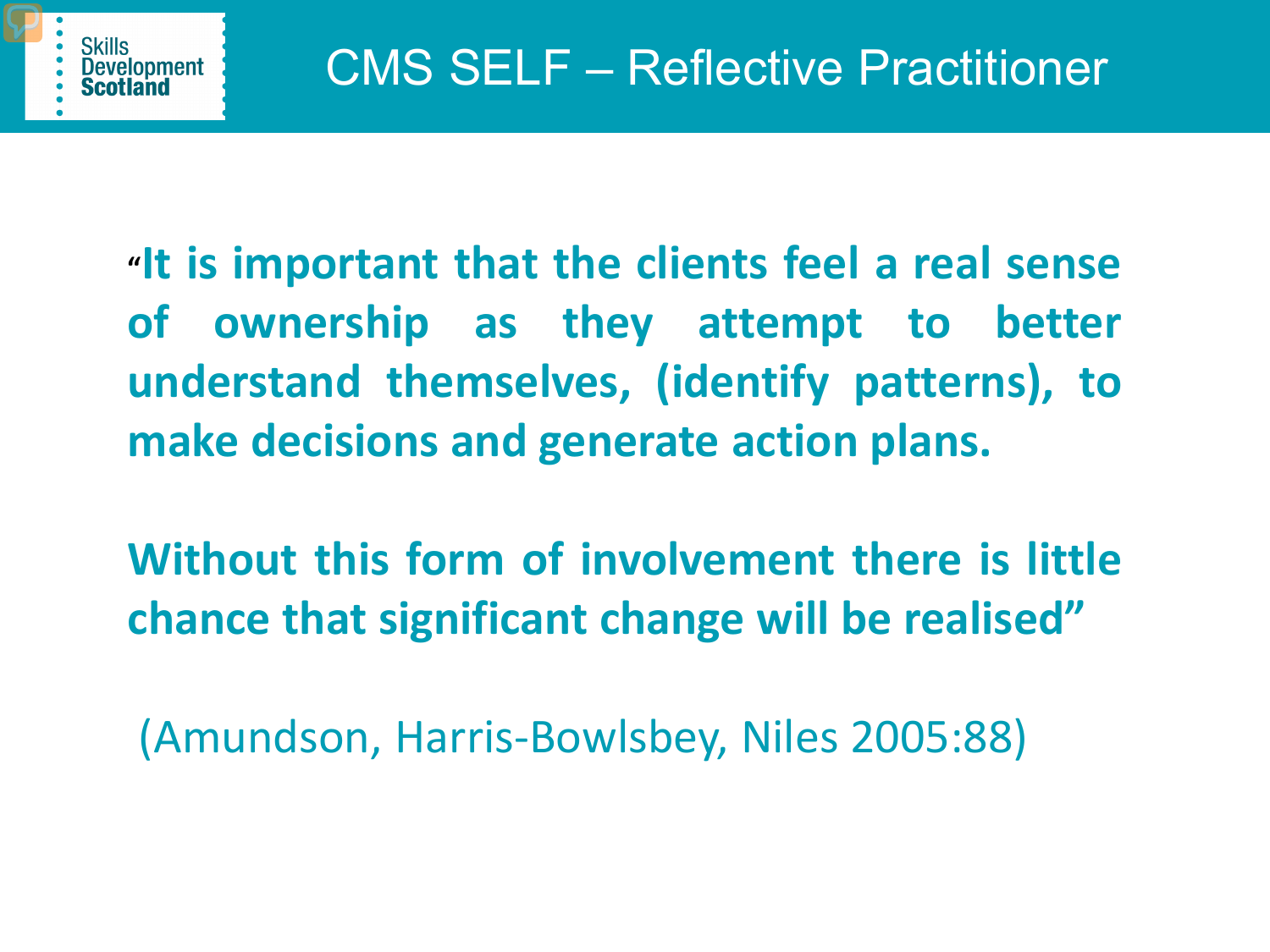# CMS SELF – Reflective Practitioner

**"It is important that the clients feel a real sense of ownership as they attempt to better understand themselves, (identify patterns), to make decisions and generate action plans.**

**Without this form of involvement there is little chance that significant change will be realised"**

(Amundson, Harris-Bowlsbey, Niles 2005:88)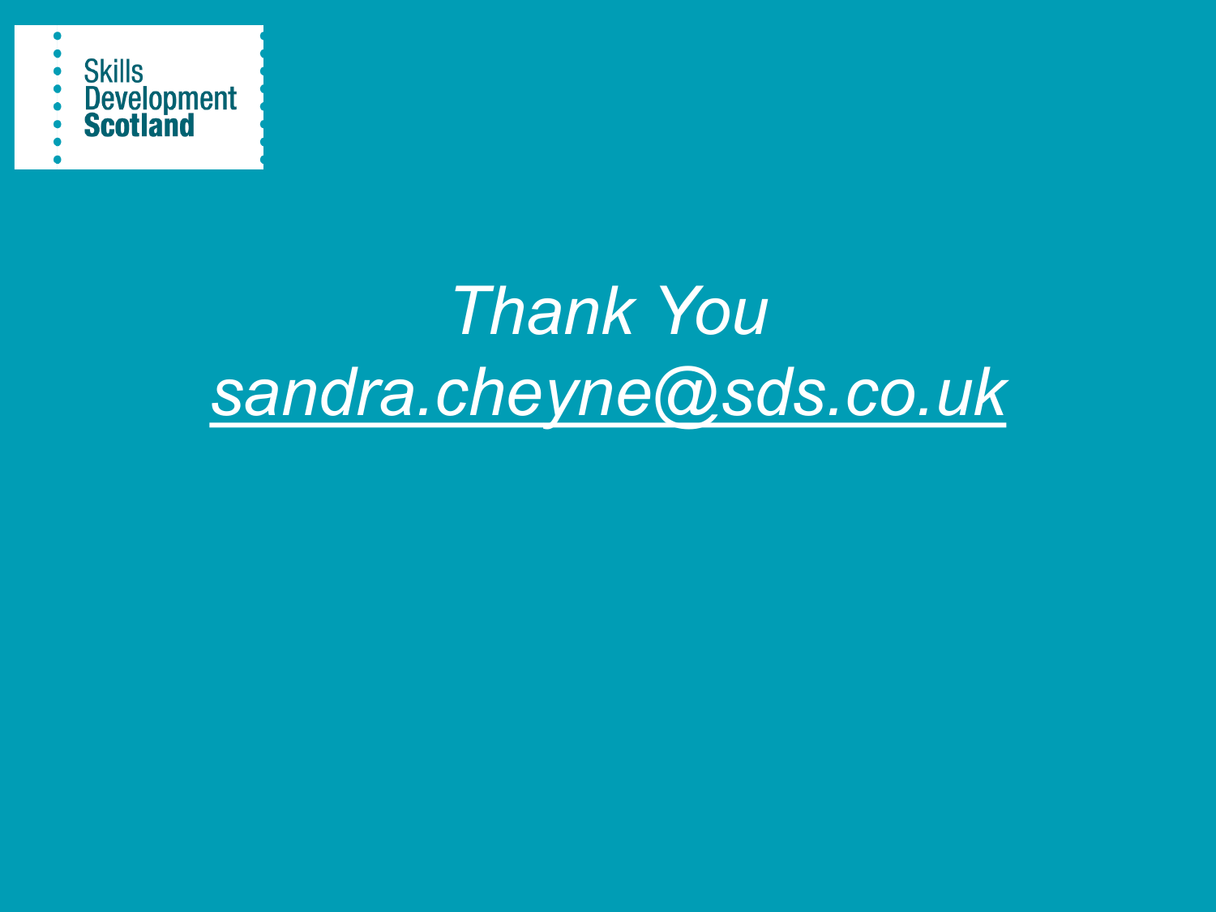Skills Development Scotland

*Thank You*

*sandra.cheyne@sds.co.uk*